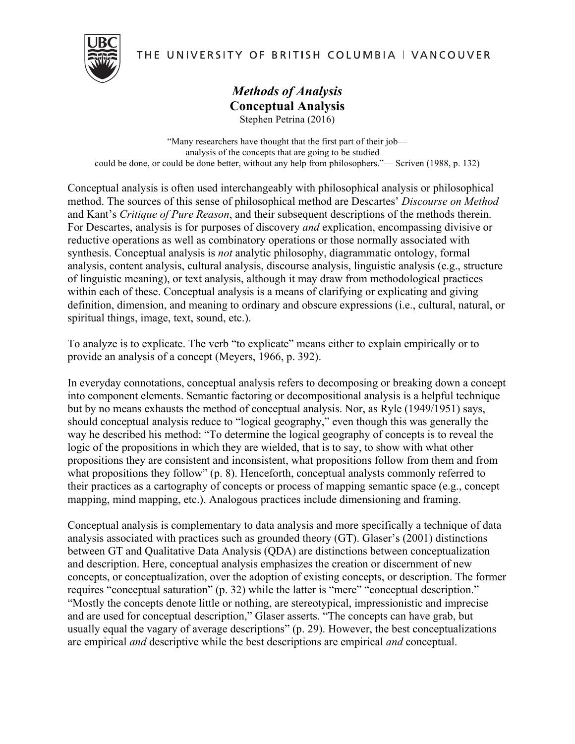THE UNIVERSITY OF BRITISH COLUMBIA | VANCOUVER

# *Methods of Analysis*
# Conceptual Analysis

Stephen Petrina (2016)

> "Many researchers have thought that the first part of their job—
> analysis of the concepts that are going to be studied—
> could be done, or could be done better, without any help from philosophers."— Scriven (1988, p. 132)

Conceptual analysis is often used interchangeably with philosophical analysis or philosophical method. The sources of this sense of philosophical method are Descartes' *Discourse on Method* and Kant's *Critique of Pure Reason*, and their subsequent descriptions of the methods therein. For Descartes, analysis is for purposes of discovery *and* explication, encompassing divisive or reductive operations as well as combinatory operations or those normally associated with synthesis. Conceptual analysis is *not* analytic philosophy, diagrammatic ontology, formal analysis, content analysis, cultural analysis, discourse analysis, linguistic analysis (e.g., structure of linguistic meaning), or text analysis, although it may draw from methodological practices within each of these. Conceptual analysis is a means of clarifying or explicating and giving definition, dimension, and meaning to ordinary and obscure expressions (i.e., cultural, natural, or spiritual things, image, text, sound, etc.).

To analyze is to explicate. The verb "to explicate" means either to explain empirically or to provide an analysis of a concept (Meyers, 1966, p. 392).

In everyday connotations, conceptual analysis refers to decomposing or breaking down a concept into component elements. Semantic factoring or decompositional analysis is a helpful technique but by no means exhausts the method of conceptual analysis. Nor, as Ryle (1949/1951) says, should conceptual analysis reduce to "logical geography," even though this was generally the way he described his method: "To determine the logical geography of concepts is to reveal the logic of the propositions in which they are wielded, that is to say, to show with what other propositions they are consistent and inconsistent, what propositions follow from them and from what propositions they follow" (p. 8). Henceforth, conceptual analysts commonly referred to their practices as a cartography of concepts or process of mapping semantic space (e.g., concept mapping, mind mapping, etc.). Analogous practices include dimensioning and framing.

Conceptual analysis is complementary to data analysis and more specifically a technique of data analysis associated with practices such as grounded theory (GT). Glaser's (2001) distinctions between GT and Qualitative Data Analysis (QDA) are distinctions between conceptualization and description. Here, conceptual analysis emphasizes the creation or discernment of new concepts, or conceptualization, over the adoption of existing concepts, or description. The former requires "conceptual saturation" (p. 32) while the latter is "mere" "conceptual description." "Mostly the concepts denote little or nothing, are stereotypical, impressionistic and imprecise and are used for conceptual description," Glaser asserts. "The concepts can have grab, but usually equal the vagary of average descriptions" (p. 29). However, the best conceptualizations are empirical *and* descriptive while the best descriptions are empirical *and* conceptual.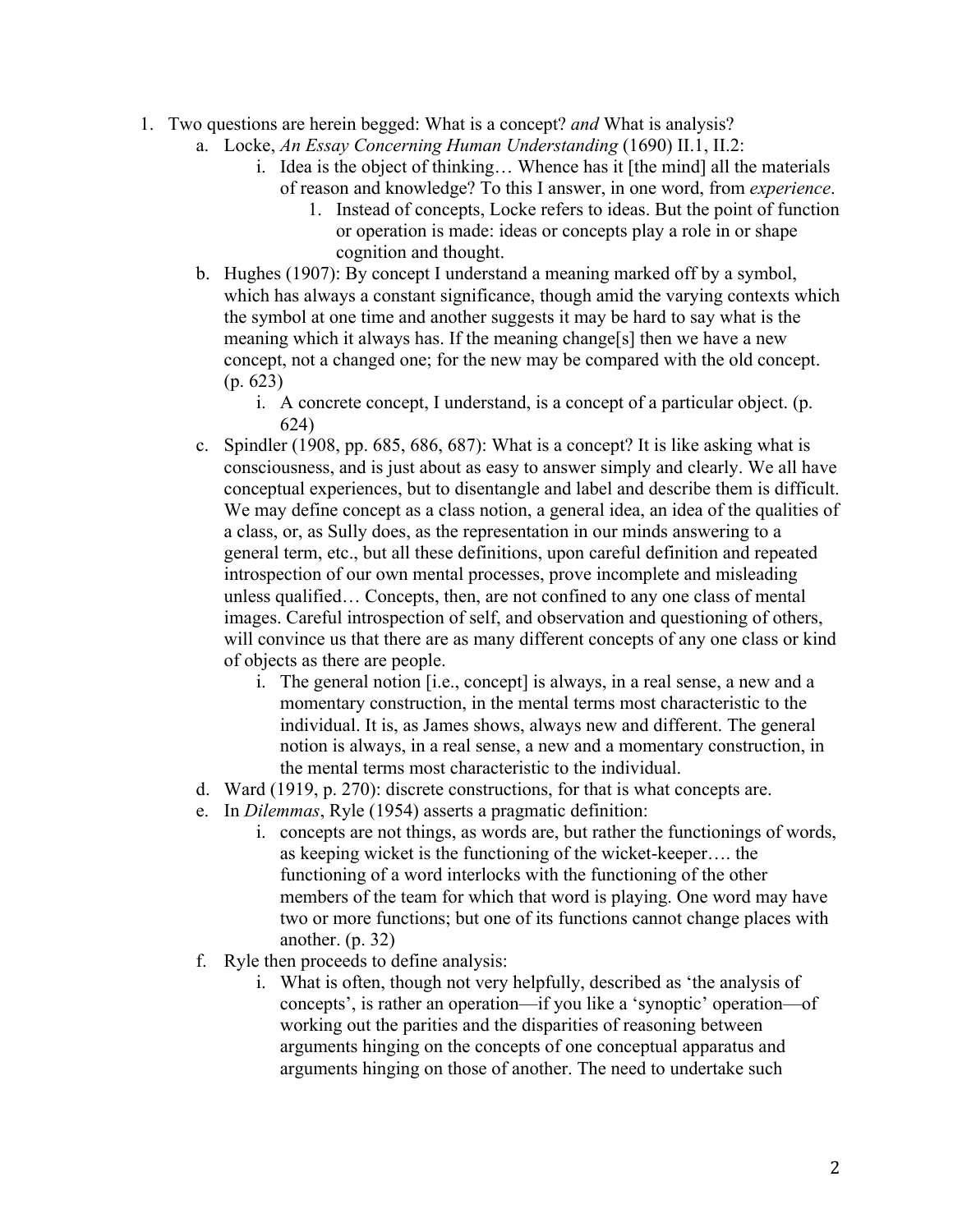1. Two questions are herein begged: What is a concept? *and* What is analysis?
    a. Locke, *An Essay Concerning Human Understanding* (1690) II.1, II.2:
        i. Idea is the object of thinking… Whence has it [the mind] all the materials of reason and knowledge? To this I answer, in one word, from *experience*.
            1. Instead of concepts, Locke refers to ideas. But the point of function or operation is made: ideas or concepts play a role in or shape cognition and thought.
    b. Hughes (1907): By concept I understand a meaning marked off by a symbol, which has always a constant significance, though amid the varying contexts which the symbol at one time and another suggests it may be hard to say what is the meaning which it always has. If the meaning change[s] then we have a new concept, not a changed one; for the new may be compared with the old concept. (p. 623)
        i. A concrete concept, I understand, is a concept of a particular object. (p. 624)
    c. Spindler (1908, pp. 685, 686, 687): What is a concept? It is like asking what is consciousness, and is just about as easy to answer simply and clearly. We all have conceptual experiences, but to disentangle and label and describe them is difficult. We may define concept as a class notion, a general idea, an idea of the qualities of a class, or, as Sully does, as the representation in our minds answering to a general term, etc., but all these definitions, upon careful definition and repeated introspection of our own mental processes, prove incomplete and misleading unless qualified… Concepts, then, are not confined to any one class of mental images. Careful introspection of self, and observation and questioning of others, will convince us that there are as many different concepts of any one class or kind of objects as there are people.
        i. The general notion [i.e., concept] is always, in a real sense, a new and a momentary construction, in the mental terms most characteristic to the individual. It is, as James shows, always new and different. The general notion is always, in a real sense, a new and a momentary construction, in the mental terms most characteristic to the individual.
    d. Ward (1919, p. 270): discrete constructions, for that is what concepts are.
    e. In *Dilemmas*, Ryle (1954) asserts a pragmatic definition:
        i. concepts are not things, as words are, but rather the functionings of words, as keeping wicket is the functioning of the wicket-keeper…. the functioning of a word interlocks with the functioning of the other members of the team for which that word is playing. One word may have two or more functions; but one of its functions cannot change places with another. (p. 32)
    f. Ryle then proceeds to define analysis:
        i. What is often, though not very helpfully, described as 'the analysis of concepts', is rather an operation—if you like a 'synoptic' operation—of working out the parities and the disparities of reasoning between arguments hinging on the concepts of one conceptual apparatus and arguments hinging on those of another. The need to undertake such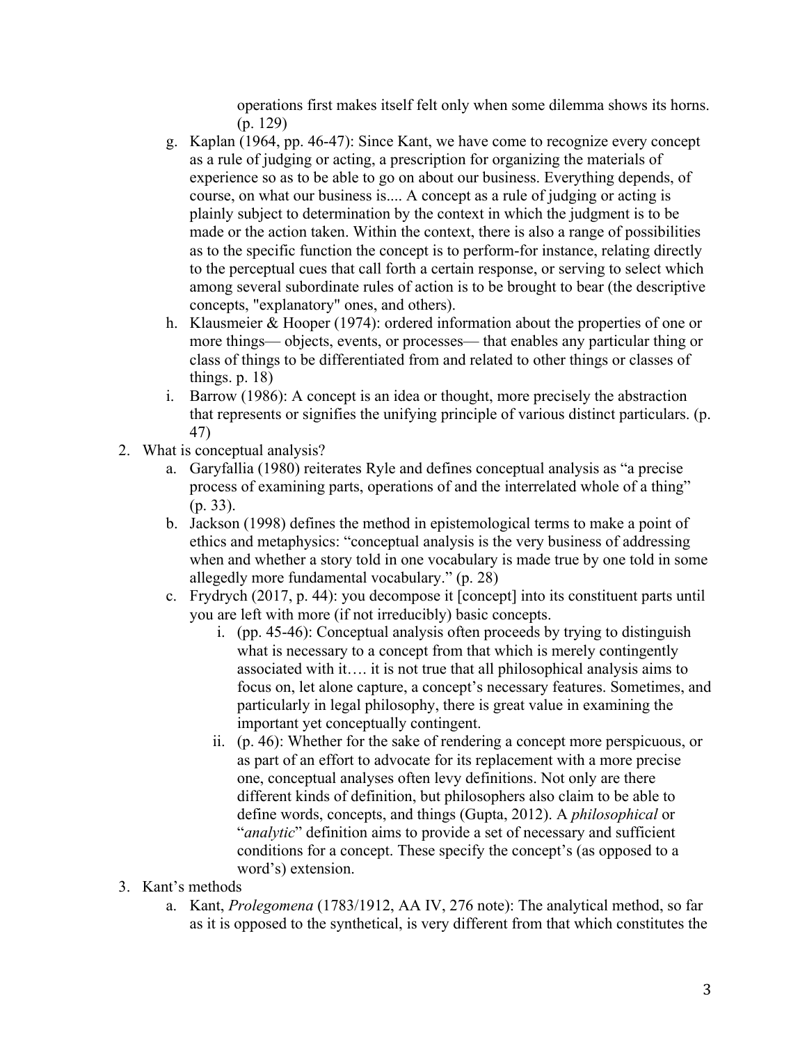operations first makes itself felt only when some dilemma shows its horns. (p. 129)

g. Kaplan (1964, pp. 46-47): Since Kant, we have come to recognize every concept as a rule of judging or acting, a prescription for organizing the materials of experience so as to be able to go on about our business. Everything depends, of course, on what our business is.... A concept as a rule of judging or acting is plainly subject to determination by the context in which the judgment is to be made or the action taken. Within the context, there is also a range of possibilities as to the specific function the concept is to perform-for instance, relating directly to the perceptual cues that call forth a certain response, or serving to select which among several subordinate rules of action is to be brought to bear (the descriptive concepts, "explanatory" ones, and others).
h. Klausmeier & Hooper (1974): ordered information about the properties of one or more things— objects, events, or processes— that enables any particular thing or class of things to be differentiated from and related to other things or classes of things. p. 18)
i. Barrow (1986): A concept is an idea or thought, more precisely the abstraction that represents or signifies the unifying principle of various distinct particulars. (p. 47)

2. What is conceptual analysis?
   a. Garyfallia (1980) reiterates Ryle and defines conceptual analysis as "a precise process of examining parts, operations of and the interrelated whole of a thing" (p. 33).
   b. Jackson (1998) defines the method in epistemological terms to make a point of ethics and metaphysics: "conceptual analysis is the very business of addressing when and whether a story told in one vocabulary is made true by one told in some allegedly more fundamental vocabulary." (p. 28)
   c. Frydrych (2017, p. 44): you decompose it [concept] into its constituent parts until you are left with more (if not irreducibly) basic concepts.
      i. (pp. 45-46): Conceptual analysis often proceeds by trying to distinguish what is necessary to a concept from that which is merely contingently associated with it…. it is not true that all philosophical analysis aims to focus on, let alone capture, a concept's necessary features. Sometimes, and particularly in legal philosophy, there is great value in examining the important yet conceptually contingent.
      ii. (p. 46): Whether for the sake of rendering a concept more perspicuous, or as part of an effort to advocate for its replacement with a more precise one, conceptual analyses often levy definitions. Not only are there different kinds of definition, but philosophers also claim to be able to define words, concepts, and things (Gupta, 2012). A *philosophical* or "*analytic*" definition aims to provide a set of necessary and sufficient conditions for a concept. These specify the concept's (as opposed to a word's) extension.
3. Kant's methods
   a. Kant, *Prolegomena* (1783/1912, AA IV, 276 note): The analytical method, so far as it is opposed to the synthetical, is very different from that which constitutes the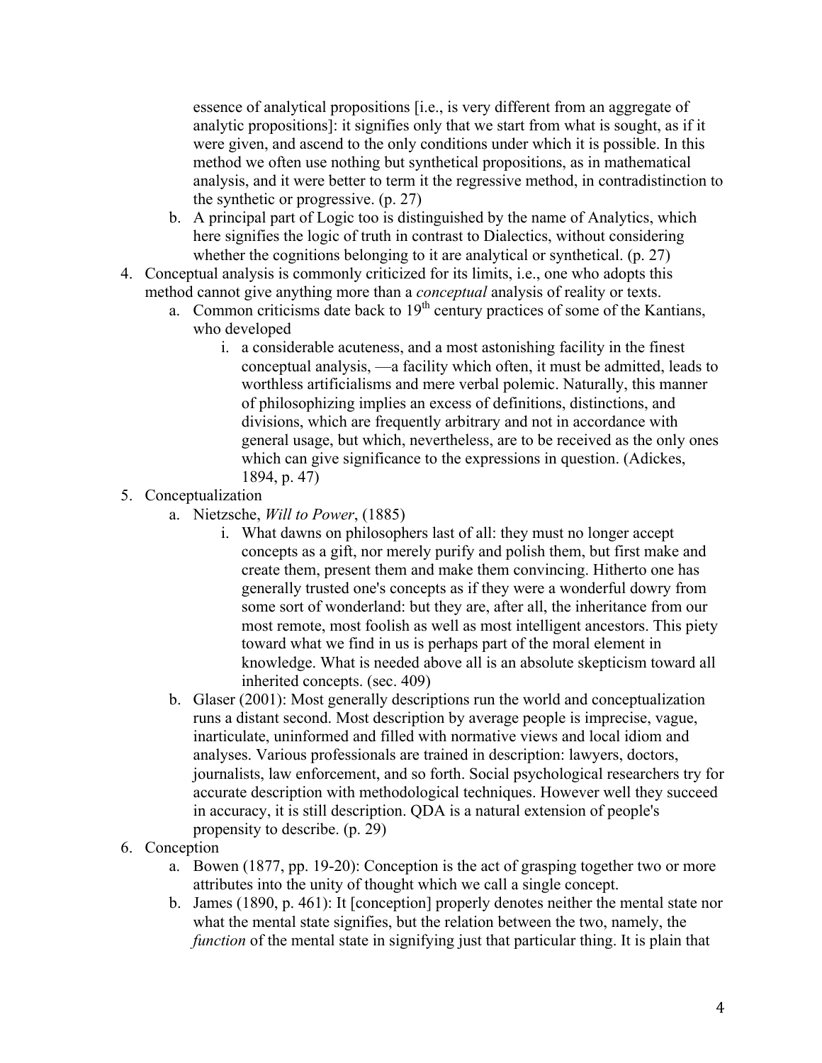essence of analytical propositions [i.e., is very different from an aggregate of analytic propositions]: it signifies only that we start from what is sought, as if it were given, and ascend to the only conditions under which it is possible. In this method we often use nothing but synthetical propositions, as in mathematical analysis, and it were better to term it the regressive method, in contradistinction to the synthetic or progressive. (p. 27)

   b. A principal part of Logic too is distinguished by the name of Analytics, which here signifies the logic of truth in contrast to Dialectics, without considering whether the cognitions belonging to it are analytical or synthetical. (p. 27)

4. Conceptual analysis is commonly criticized for its limits, i.e., one who adopts this method cannot give anything more than a *conceptual* analysis of reality or texts.
   a. Common criticisms date back to 19th century practices of some of the Kantians, who developed
      i. a considerable acuteness, and a most astonishing facility in the finest conceptual analysis, —a facility which often, it must be admitted, leads to worthless artificialisms and mere verbal polemic. Naturally, this manner of philosophizing implies an excess of definitions, distinctions, and divisions, which are frequently arbitrary and not in accordance with general usage, but which, nevertheless, are to be received as the only ones which can give significance to the expressions in question. (Adickes, 1894, p. 47)
5. Conceptualization
   a. Nietzsche, *Will to Power*, (1885)
      i. What dawns on philosophers last of all: they must no longer accept concepts as a gift, nor merely purify and polish them, but first make and create them, present them and make them convincing. Hitherto one has generally trusted one's concepts as if they were a wonderful dowry from some sort of wonderland: but they are, after all, the inheritance from our most remote, most foolish as well as most intelligent ancestors. This piety toward what we find in us is perhaps part of the moral element in knowledge. What is needed above all is an absolute skepticism toward all inherited concepts. (sec. 409)
   b. Glaser (2001): Most generally descriptions run the world and conceptualization runs a distant second. Most description by average people is imprecise, vague, inarticulate, uninformed and filled with normative views and local idiom and analyses. Various professionals are trained in description: lawyers, doctors, journalists, law enforcement, and so forth. Social psychological researchers try for accurate description with methodological techniques. However well they succeed in accuracy, it is still description. QDA is a natural extension of people's propensity to describe. (p. 29)
6. Conception
   a. Bowen (1877, pp. 19-20): Conception is the act of grasping together two or more attributes into the unity of thought which we call a single concept.
   b. James (1890, p. 461): It [conception] properly denotes neither the mental state nor what the mental state signifies, but the relation between the two, namely, the *function* of the mental state in signifying just that particular thing. It is plain that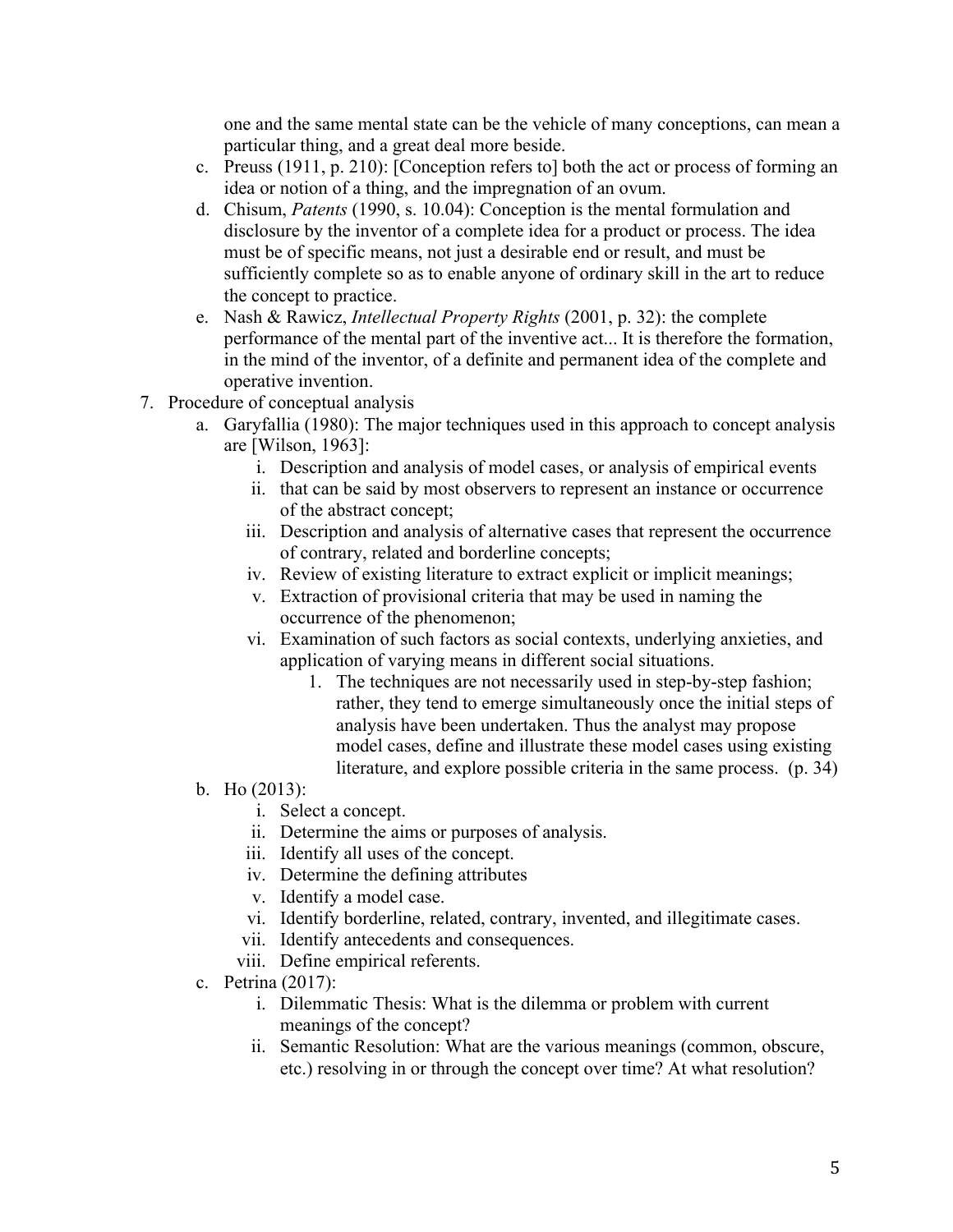one and the same mental state can be the vehicle of many conceptions, can mean a particular thing, and a great deal more beside.

   c. Preuss (1911, p. 210): [Conception refers to] both the act or process of forming an idea or notion of a thing, and the impregnation of an ovum.
   d. Chisum, *Patents* (1990, s. 10.04): Conception is the mental formulation and disclosure by the inventor of a complete idea for a product or process. The idea must be of specific means, not just a desirable end or result, and must be sufficiently complete so as to enable anyone of ordinary skill in the art to reduce the concept to practice.
   e. Nash & Rawicz, *Intellectual Property Rights* (2001, p. 32): the complete performance of the mental part of the inventive act... It is therefore the formation, in the mind of the inventor, of a definite and permanent idea of the complete and operative invention.

7. Procedure of conceptual analysis
   a. Garyfallia (1980): The major techniques used in this approach to concept analysis are [Wilson, 1963]:
      i. Description and analysis of model cases, or analysis of empirical events
      ii. that can be said by most observers to represent an instance or occurrence of the abstract concept;
      iii. Description and analysis of alternative cases that represent the occurrence of contrary, related and borderline concepts;
      iv. Review of existing literature to extract explicit or implicit meanings;
      v. Extraction of provisional criteria that may be used in naming the occurrence of the phenomenon;
      vi. Examination of such factors as social contexts, underlying anxieties, and application of varying means in different social situations.
         1. The techniques are not necessarily used in step-by-step fashion; rather, they tend to emerge simultaneously once the initial steps of analysis have been undertaken. Thus the analyst may propose model cases, define and illustrate these model cases using existing literature, and explore possible criteria in the same process. (p. 34)
   b. Ho (2013):
      i. Select a concept.
      ii. Determine the aims or purposes of analysis.
      iii. Identify all uses of the concept.
      iv. Determine the defining attributes
      v. Identify a model case.
      vi. Identify borderline, related, contrary, invented, and illegitimate cases.
      vii. Identify antecedents and consequences.
      viii. Define empirical referents.
   c. Petrina (2017):
      i. Dilemmatic Thesis: What is the dilemma or problem with current meanings of the concept?
      ii. Semantic Resolution: What are the various meanings (common, obscure, etc.) resolving in or through the concept over time? At what resolution?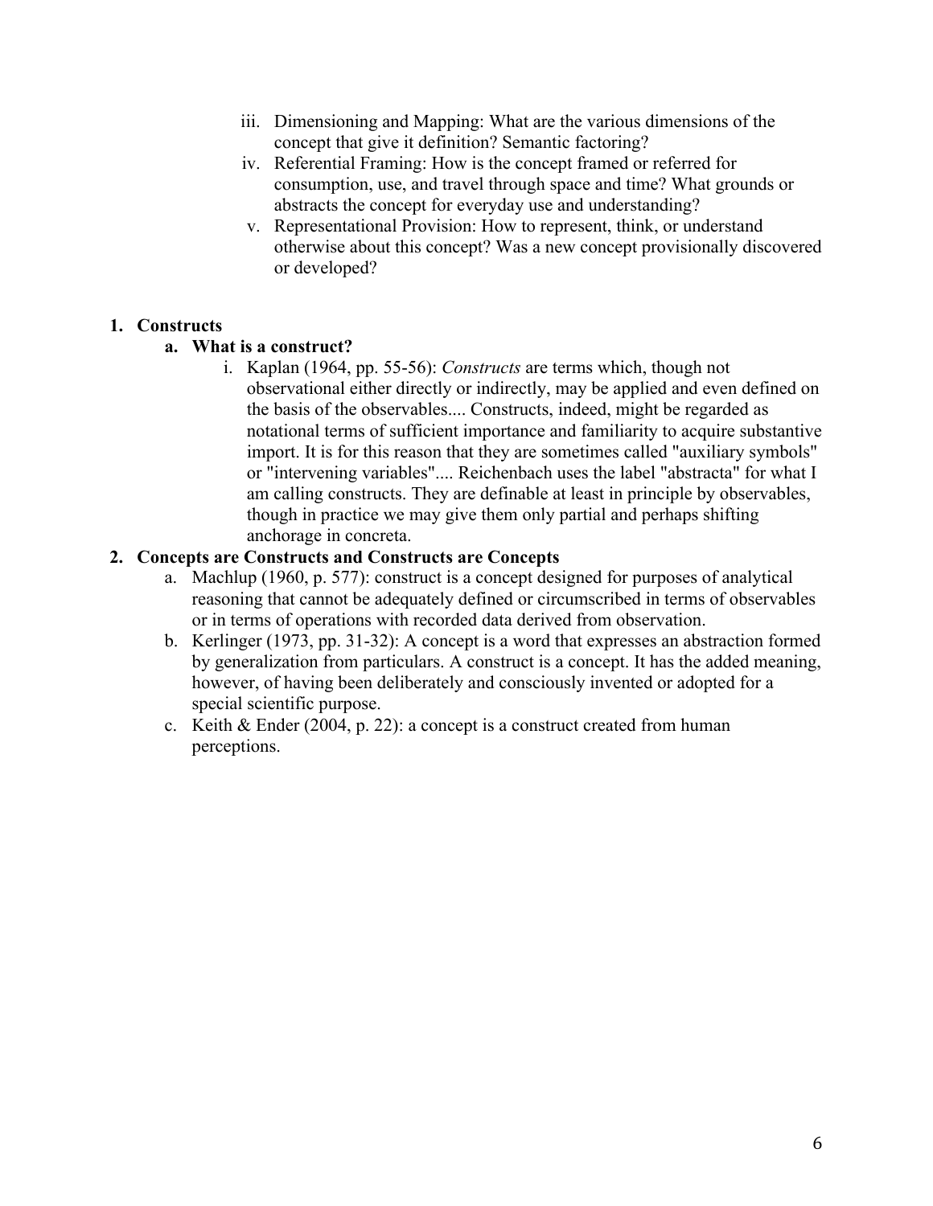iii. Dimensioning and Mapping: What are the various dimensions of the concept that give it definition? Semantic factoring?

iv. Referential Framing: How is the concept framed or referred for consumption, use, and travel through space and time? What grounds or abstracts the concept for everyday use and understanding?

v. Representational Provision: How to represent, think, or understand otherwise about this concept? Was a new concept provisionally discovered or developed?

**1. Constructs**

**a. What is a construct?**

i. Kaplan (1964, pp. 55-56): *Constructs* are terms which, though not observational either directly or indirectly, may be applied and even defined on the basis of the observables.... Constructs, indeed, might be regarded as notational terms of sufficient importance and familiarity to acquire substantive import. It is for this reason that they are sometimes called "auxiliary symbols" or "intervening variables".... Reichenbach uses the label "abstracta" for what I am calling constructs. They are definable at least in principle by observables, though in practice we may give them only partial and perhaps shifting anchorage in concreta.

**2. Concepts are Constructs and Constructs are Concepts**

a. Machlup (1960, p. 577): construct is a concept designed for purposes of analytical reasoning that cannot be adequately defined or circumscribed in terms of observables or in terms of operations with recorded data derived from observation.

b. Kerlinger (1973, pp. 31-32): A concept is a word that expresses an abstraction formed by generalization from particulars. A construct is a concept. It has the added meaning, however, of having been deliberately and consciously invented or adopted for a special scientific purpose.

c. Keith & Ender (2004, p. 22): a concept is a construct created from human perceptions.